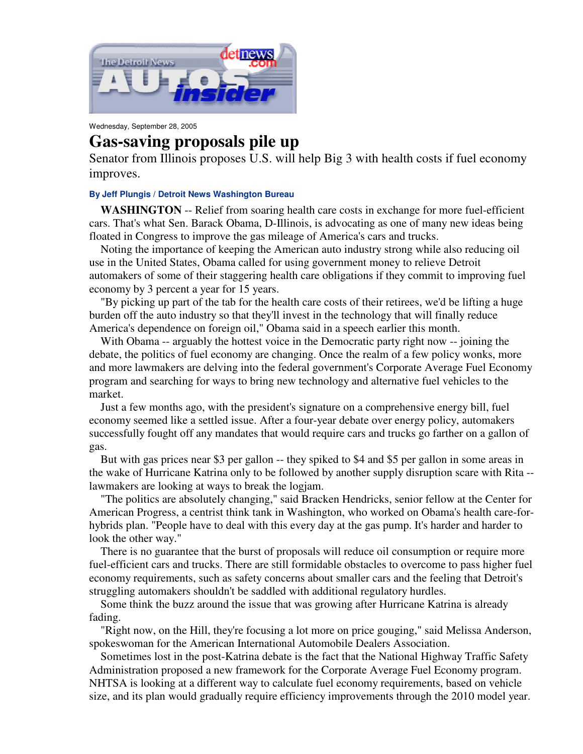Wednesday, September 28, 2005

# Gas-saving proposals pile up

Senator from Illinois proposes U.S. will help Big 3 with health costs if fuel economy improves.

**By Jeff Plungis / Detroit News Washington Bureau**

**WASHINGTON** -- Relief from soaring health care costs in exchange for more fuel-efficient cars. That's what Sen. Barack Obama, D-Illinois, is advocating as one of many new ideas being floated in Congress to improve the gas mileage of America's cars and trucks.

Noting the importance of keeping the American auto industry strong while also reducing oil use in the United States, Obama called for using government money to relieve Detroit automakers of some of their staggering health care obligations if they commit to improving fuel economy by 3 percent a year for 15 years.

"By picking up part of the tab for the health care costs of their retirees, we'd be lifting a huge burden off the auto industry so that they'll invest in the technology that will finally reduce America's dependence on foreign oil," Obama said in a speech earlier this month.

With Obama -- arguably the hottest voice in the Democratic party right now -- joining the debate, the politics of fuel economy are changing. Once the realm of a few policy wonks, more and more lawmakers are delving into the federal government's Corporate Average Fuel Economy program and searching for ways to bring new technology and alternative fuel vehicles to the market.

Just a few months ago, with the president's signature on a comprehensive energy bill, fuel economy seemed like a settled issue. After a four-year debate over energy policy, automakers successfully fought off any mandates that would require cars and trucks go farther on a gallon of gas.

But with gas prices near $3 per gallon -- they spiked to $4 and $5 per gallon in some areas in the wake of Hurricane Katrina only to be followed by another supply disruption scare with Rita -- lawmakers are looking at ways to break the logjam.

"The politics are absolutely changing," said Bracken Hendricks, senior fellow at the Center for American Progress, a centrist think tank in Washington, who worked on Obama's health care-for-hybrids plan. "People have to deal with this every day at the gas pump. It's harder and harder to look the other way."

There is no guarantee that the burst of proposals will reduce oil consumption or require more fuel-efficient cars and trucks. There are still formidable obstacles to overcome to pass higher fuel economy requirements, such as safety concerns about smaller cars and the feeling that Detroit's struggling automakers shouldn't be saddled with additional regulatory hurdles.

Some think the buzz around the issue that was growing after Hurricane Katrina is already fading.

"Right now, on the Hill, they're focusing a lot more on price gouging," said Melissa Anderson, spokeswoman for the American International Automobile Dealers Association.

Sometimes lost in the post-Katrina debate is the fact that the National Highway Traffic Safety Administration proposed a new framework for the Corporate Average Fuel Economy program. NHTSA is looking at a different way to calculate fuel economy requirements, based on vehicle size, and its plan would gradually require efficiency improvements through the 2010 model year.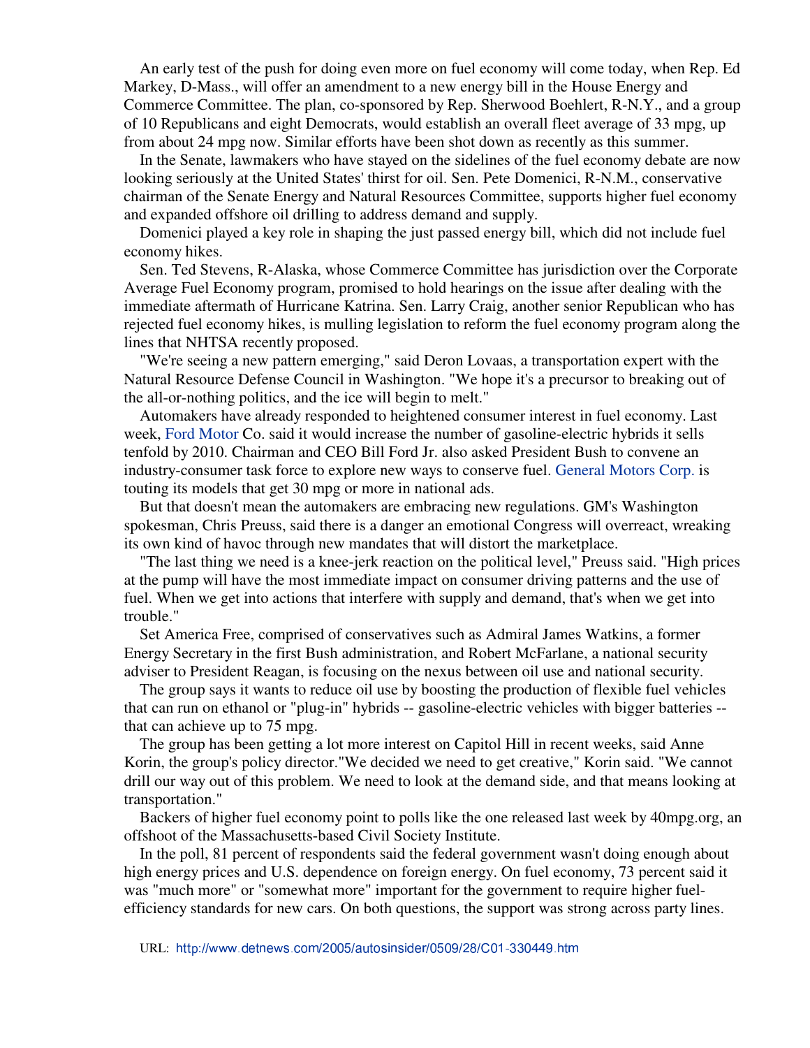An early test of the push for doing even more on fuel economy will come today, when Rep. Ed Markey, D-Mass., will offer an amendment to a new energy bill in the House Energy and Commerce Committee. The plan, co-sponsored by Rep. Sherwood Boehlert, R-N.Y., and a group of 10 Republicans and eight Democrats, would establish an overall fleet average of 33 mpg, up from about 24 mpg now. Similar efforts have been shot down as recently as this summer.

In the Senate, lawmakers who have stayed on the sidelines of the fuel economy debate are now looking seriously at the United States' thirst for oil. Sen. Pete Domenici, R-N.M., conservative chairman of the Senate Energy and Natural Resources Committee, supports higher fuel economy and expanded offshore oil drilling to address demand and supply.

Domenici played a key role in shaping the just passed energy bill, which did not include fuel economy hikes.

Sen. Ted Stevens, R-Alaska, whose Commerce Committee has jurisdiction over the Corporate Average Fuel Economy program, promised to hold hearings on the issue after dealing with the immediate aftermath of Hurricane Katrina. Sen. Larry Craig, another senior Republican who has rejected fuel economy hikes, is mulling legislation to reform the fuel economy program along the lines that NHTSA recently proposed.

"We're seeing a new pattern emerging," said Deron Lovaas, a transportation expert with the Natural Resource Defense Council in Washington. "We hope it's a precursor to breaking out of the all-or-nothing politics, and the ice will begin to melt."

Automakers have already responded to heightened consumer interest in fuel economy. Last week, Ford Motor Co. said it would increase the number of gasoline-electric hybrids it sells tenfold by 2010. Chairman and CEO Bill Ford Jr. also asked President Bush to convene an industry-consumer task force to explore new ways to conserve fuel. General Motors Corp. is touting its models that get 30 mpg or more in national ads.

But that doesn't mean the automakers are embracing new regulations. GM's Washington spokesman, Chris Preuss, said there is a danger an emotional Congress will overreact, wreaking its own kind of havoc through new mandates that will distort the marketplace.

"The last thing we need is a knee-jerk reaction on the political level," Preuss said. "High prices at the pump will have the most immediate impact on consumer driving patterns and the use of fuel. When we get into actions that interfere with supply and demand, that's when we get into trouble."

Set America Free, comprised of conservatives such as Admiral James Watkins, a former Energy Secretary in the first Bush administration, and Robert McFarlane, a national security adviser to President Reagan, is focusing on the nexus between oil use and national security.

The group says it wants to reduce oil use by boosting the production of flexible fuel vehicles that can run on ethanol or "plug-in" hybrids -- gasoline-electric vehicles with bigger batteries -- that can achieve up to 75 mpg.

The group has been getting a lot more interest on Capitol Hill in recent weeks, said Anne Korin, the group's policy director."We decided we need to get creative," Korin said. "We cannot drill our way out of this problem. We need to look at the demand side, and that means looking at transportation."

Backers of higher fuel economy point to polls like the one released last week by 40mpg.org, an offshoot of the Massachusetts-based Civil Society Institute.

In the poll, 81 percent of respondents said the federal government wasn't doing enough about high energy prices and U.S. dependence on foreign energy. On fuel economy, 73 percent said it was "much more" or "somewhat more" important for the government to require higher fuel-efficiency standards for new cars. On both questions, the support was strong across party lines.

URL: http://www.detnews.com/2005/autosinsider/0509/28/C01-330449.htm